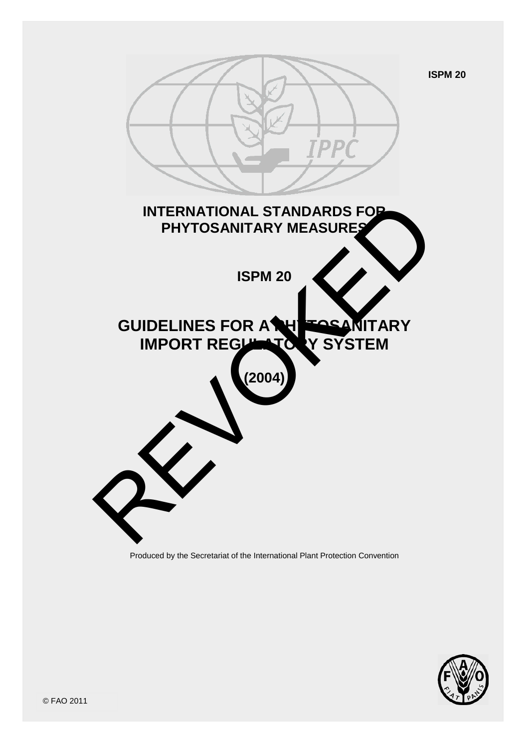ISPM 20

# INTERNATIONAL STANDARDS FOR PHYTOSANITARY MEASURES

## ISPM 20

# GUIDELINES FOR A PHYTOSANITARY IMPORT REGULATORY SYSTEM

**(2004)**

REVOKED

Produced by the Secretariat of the International Plant Protection Convention

© FAO 2011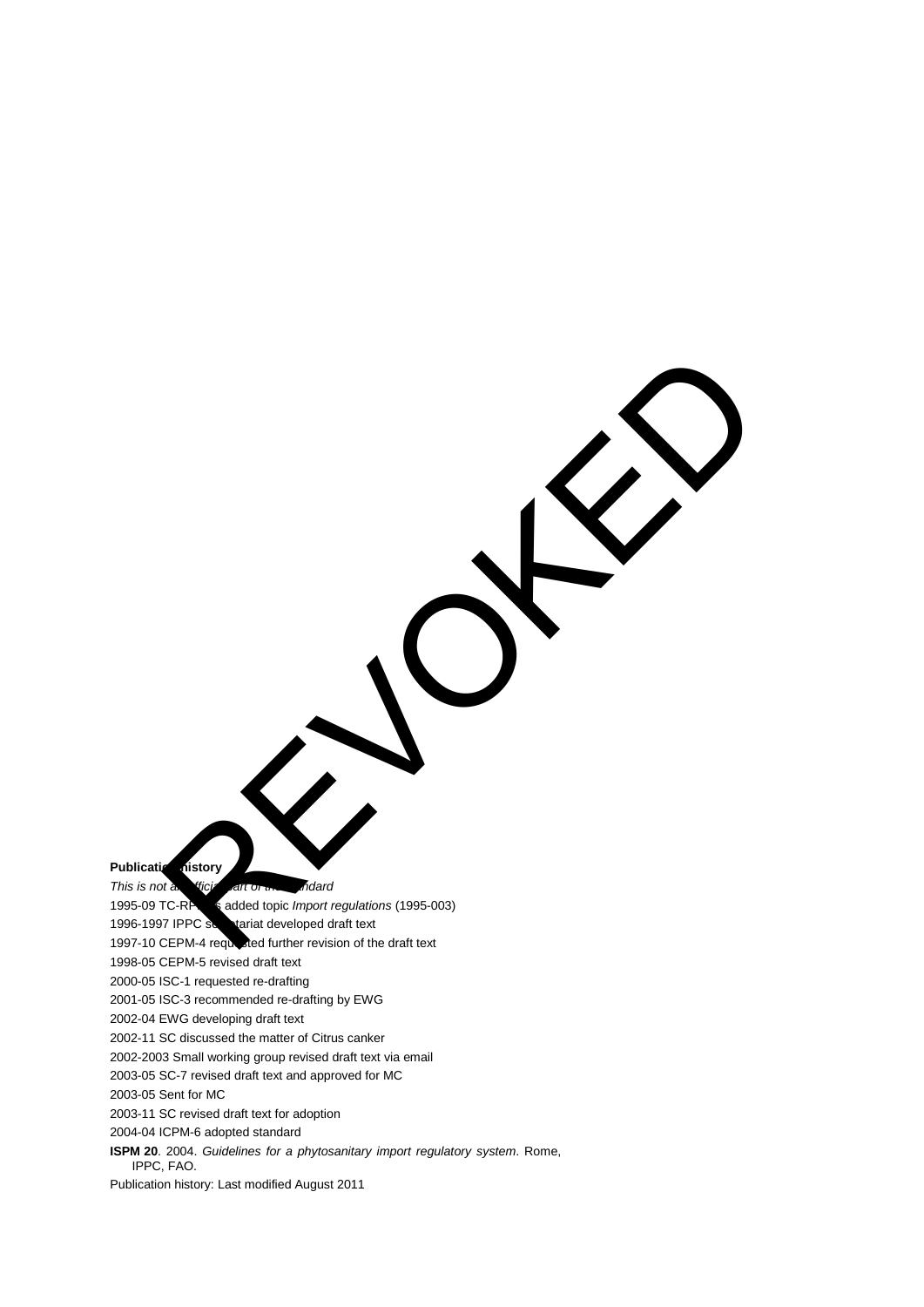REVOKED

**Publication history**

*This is not an official part of the standard*

1995-09 TC-RPPOs added topic *Import regulations* (1995-003)

1996-1997 IPPC secretariat developed draft text

1997-10 CEPM-4 requested further revision of the draft text

1998-05 CEPM-5 revised draft text

2000-05 ISC-1 requested re-drafting

2001-05 ISC-3 recommended re-drafting by EWG

2002-04 EWG developing draft text

2002-11 SC discussed the matter of Citrus canker

2002-2003 Small working group revised draft text via email

2003-05 SC-7 revised draft text and approved for MC

2003-05 Sent for MC

2003-11 SC revised draft text for adoption

2004-04 ICPM-6 adopted standard

**ISPM 20**. 2004. *Guidelines for a phytosanitary import regulatory system*. Rome, IPPC, FAO.

Publication history: Last modified August 2011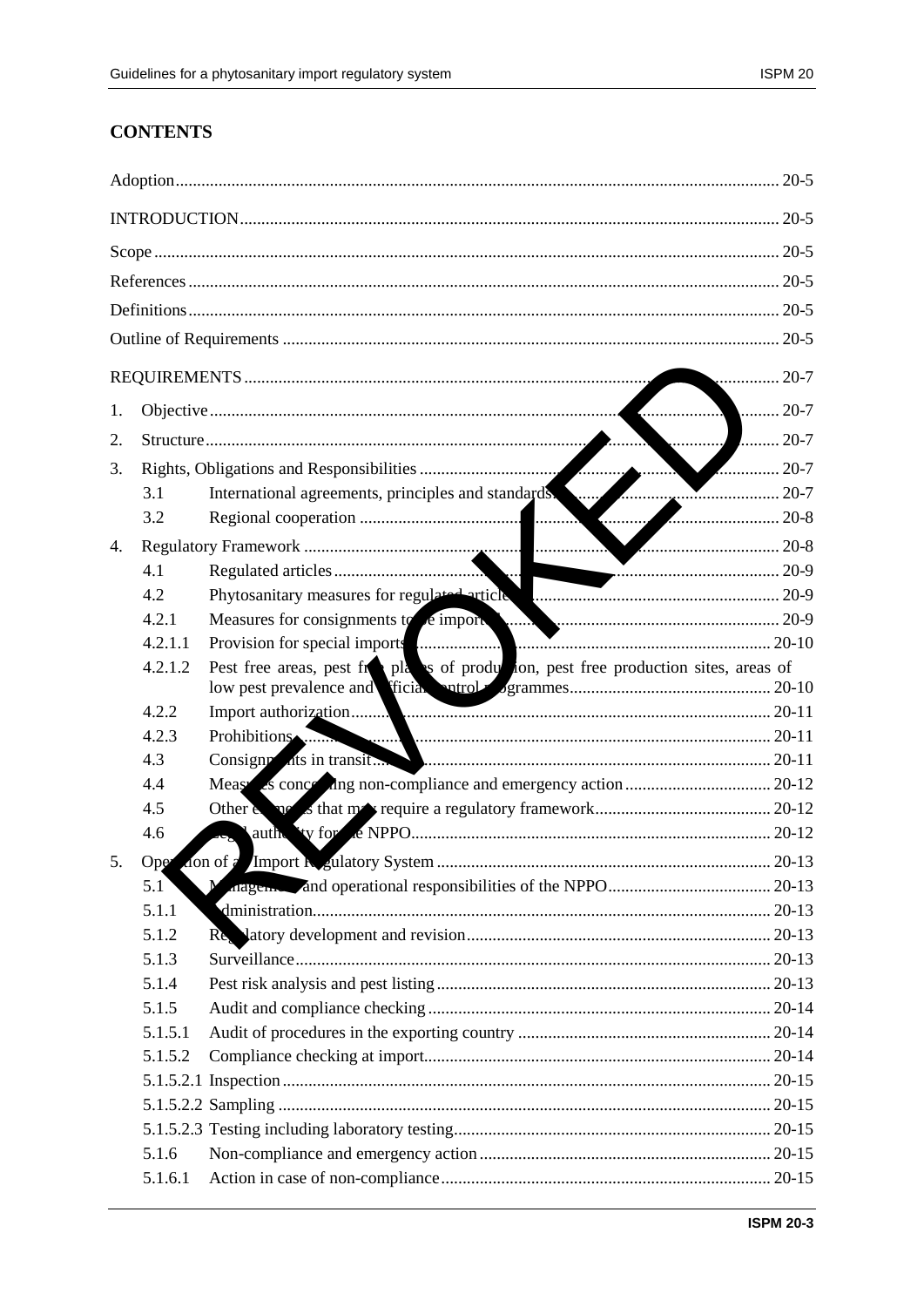# CONTENTS

Adoption ........................................................ 20-5

INTRODUCTION ........................................................ 20-5

Scope ........................................................ 20-5

References ........................................................ 20-5

Definitions ........................................................ 20-5

Outline of Requirements ........................................................ 20-5

REQUIREMENTS ........................................................ 20-7

1. Objective ........................................................ 20-7
2. Structure ........................................................ 20-7
3. Rights, Obligations and Responsibilities ........................................................ 20-7
   - 3.1 International agreements, principles and standards ........................................................ 20-7
   - 3.2 Regional cooperation ........................................................ 20-8
4. Regulatory Framework ........................................................ 20-8
   - 4.1 Regulated articles ........................................................ 20-9
   - 4.2 Phytosanitary measures for regulated articles ........................................................ 20-9
   - 4.2.1 Measures for consignments to be imported ........................................................ 20-9
   - 4.2.1.1 Provision for special imports ........................................................ 20-10
   - 4.2.1.2 Pest free areas, pest free places of production, pest free production sites, areas of low pest prevalence and official control programmes ........................................................ 20-10
   - 4.2.2 Import authorization ........................................................ 20-11
   - 4.2.3 Prohibitions ........................................................ 20-11
   - 4.3 Consignments in transit ........................................................ 20-11
   - 4.4 Measures concerning non-compliance and emergency action ........................................................ 20-12
   - 4.5 Other elements that may require a regulatory framework ........................................................ 20-12
   - 4.6 Legal authority for the NPPO ........................................................ 20-12
5. Operation of an Import Regulatory System ........................................................ 20-13
   - 5.1 Management and operational responsibilities of the NPPO ........................................................ 20-13
   - 5.1.1 Administration ........................................................ 20-13
   - 5.1.2 Regulatory development and revision ........................................................ 20-13
   - 5.1.3 Surveillance ........................................................ 20-13
   - 5.1.4 Pest risk analysis and pest listing ........................................................ 20-13
   - 5.1.5 Audit and compliance checking ........................................................ 20-14
   - 5.1.5.1 Audit of procedures in the exporting country ........................................................ 20-14
   - 5.1.5.2 Compliance checking at import ........................................................ 20-14
   - 5.1.5.2.1 Inspection ........................................................ 20-15
   - 5.1.5.2.2 Sampling ........................................................ 20-15
   - 5.1.5.2.3 Testing including laboratory testing ........................................................ 20-15
   - 5.1.6 Non-compliance and emergency action ........................................................ 20-15
   - 5.1.6.1 Action in case of non-compliance ........................................................ 20-15

REVOKED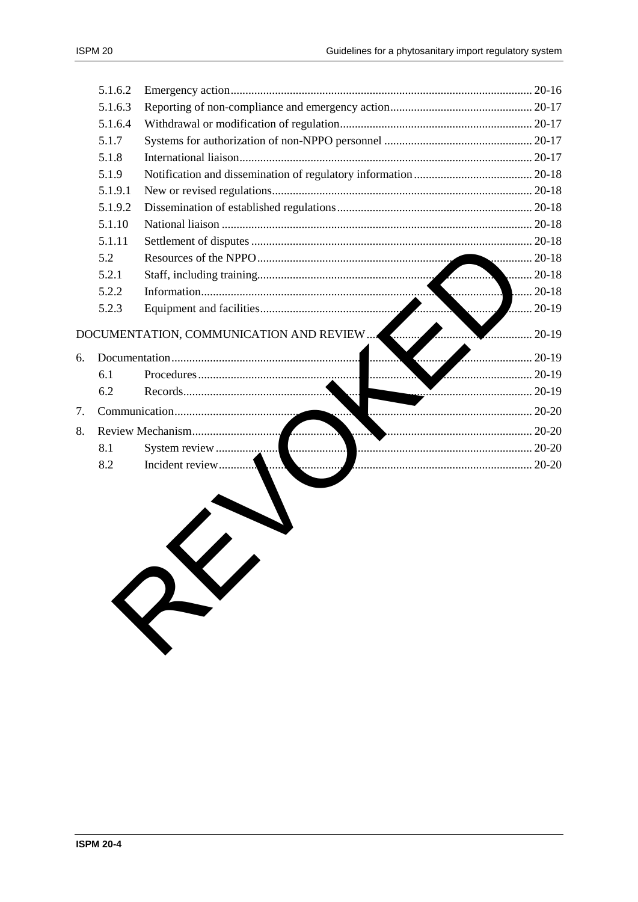| | | |
|---|---|---|
| 5.1.6.2 | Emergency action | 20-16 |
| 5.1.6.3 | Reporting of non-compliance and emergency action | 20-17 |
| 5.1.6.4 | Withdrawal or modification of regulation | 20-17 |
| 5.1.7 | Systems for authorization of non-NPPO personnel | 20-17 |
| 5.1.8 | International liaison | 20-17 |
| 5.1.9 | Notification and dissemination of regulatory information | 20-18 |
| 5.1.9.1 | New or revised regulations | 20-18 |
| 5.1.9.2 | Dissemination of established regulations | 20-18 |
| 5.1.10 | National liaison | 20-18 |
| 5.1.11 | Settlement of disputes | 20-18 |
| 5.2 | Resources of the NPPO | 20-18 |
| 5.2.1 | Staff, including training | 20-18 |
| 5.2.2 | Information | 20-18 |
| 5.2.3 | Equipment and facilities | 20-19 |

DOCUMENTATION, COMMUNICATION AND REVIEW ........ 20-19

| | | |
|---|---|---|
| 6. | Documentation | 20-19 |
| 6.1 | Procedures | 20-19 |
| 6.2 | Records | 20-19 |
| 7. | Communication | 20-20 |
| 8. | Review Mechanism | 20-20 |
| 8.1 | System review | 20-20 |
| 8.2 | Incident review | 20-20 |

REVOKED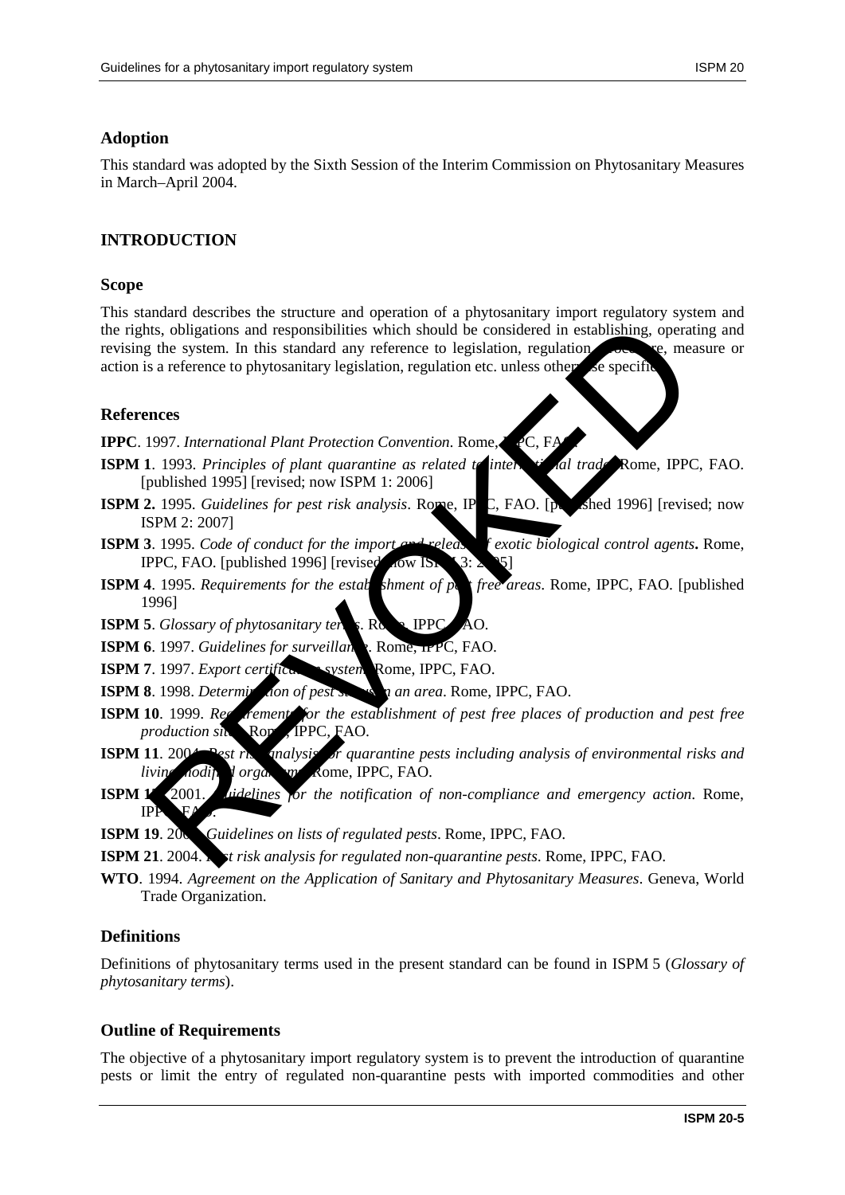## Adoption

This standard was adopted by the Sixth Session of the Interim Commission on Phytosanitary Measures in March–April 2004.

## INTRODUCTION

### Scope

This standard describes the structure and operation of a phytosanitary import regulatory system and the rights, obligations and responsibilities which should be considered in establishing, operating and revising the system. In this standard any reference to legislation, regulation, procedure, measure or action is a reference to phytosanitary legislation, regulation etc. unless otherwise specified.

### References

**IPPC**. 1997. *International Plant Protection Convention*. Rome, IPPC, FAO.

**ISPM 1**. 1993. *Principles of plant quarantine as related to international trade*. Rome, IPPC, FAO. [published 1995] [revised; now ISPM 1: 2006]

**ISPM 2.** 1995. *Guidelines for pest risk analysis*. Rome, IPPC, FAO. [published 1996] [revised; now ISPM 2: 2007]

**ISPM 3**. 1995. *Code of conduct for the import and release of exotic biological control agents***.** Rome, IPPC, FAO. [published 1996] [revised; now ISPM 3: 2005]

**ISPM 4**. 1995. *Requirements for the establishment of pest free areas*. Rome, IPPC, FAO. [published 1996]

**ISPM 5**. *Glossary of phytosanitary terms*. Rome, IPPC, FAO.

**ISPM 6**. 1997. *Guidelines for surveillance*. Rome, IPPC, FAO.

**ISPM 7**. 1997. *Export certification system*. Rome, IPPC, FAO.

**ISPM 8**. 1998. *Determination of pest status in an area*. Rome, IPPC, FAO.

**ISPM 10**. 1999. *Requirements for the establishment of pest free places of production and pest free production sites*. Rome, IPPC, FAO.

**ISPM 11**. 2004. *Pest risk analysis for quarantine pests including analysis of environmental risks and living modified organisms*. Rome, IPPC, FAO.

**ISPM 13**. 2001. *Guidelines for the notification of non-compliance and emergency action*. Rome, IPPC, FAO.

**ISPM 19**. 2003. *Guidelines on lists of regulated pests*. Rome, IPPC, FAO.

**ISPM 21**. 2004. *Pest risk analysis for regulated non-quarantine pests*. Rome, IPPC, FAO.

**WTO**. 1994. *Agreement on the Application of Sanitary and Phytosanitary Measures*. Geneva, World Trade Organization.

### Definitions

Definitions of phytosanitary terms used in the present standard can be found in ISPM 5 (*Glossary of phytosanitary terms*).

### Outline of Requirements

The objective of a phytosanitary import regulatory system is to prevent the introduction of quarantine pests or limit the entry of regulated non-quarantine pests with imported commodities and other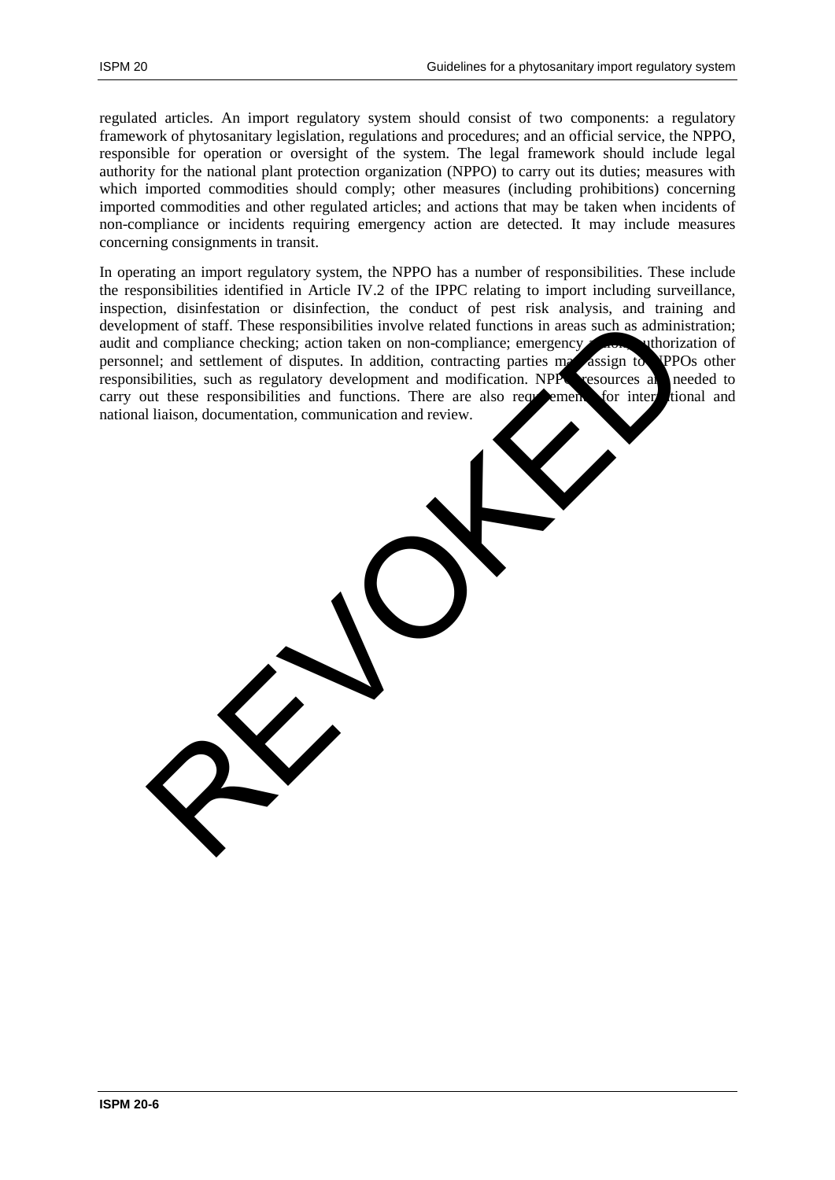regulated articles. An import regulatory system should consist of two components: a regulatory framework of phytosanitary legislation, regulations and procedures; and an official service, the NPPO, responsible for operation or oversight of the system. The legal framework should include legal authority for the national plant protection organization (NPPO) to carry out its duties; measures with which imported commodities should comply; other measures (including prohibitions) concerning imported commodities and other regulated articles; and actions that may be taken when incidents of non-compliance or incidents requiring emergency action are detected. It may include measures concerning consignments in transit.

In operating an import regulatory system, the NPPO has a number of responsibilities. These include the responsibilities identified in Article IV.2 of the IPPC relating to import including surveillance, inspection, disinfestation or disinfection, the conduct of pest risk analysis, and training and development of staff. These responsibilities involve related functions in areas such as administration; audit and compliance checking; action taken on non-compliance; emergency action; authorization of personnel; and settlement of disputes. In addition, contracting parties may assign to NPPOs other responsibilities, such as regulatory development and modification. NPPO resources are needed to carry out these responsibilities and functions. There are also requirements for international and national liaison, documentation, communication and review.

REVOKED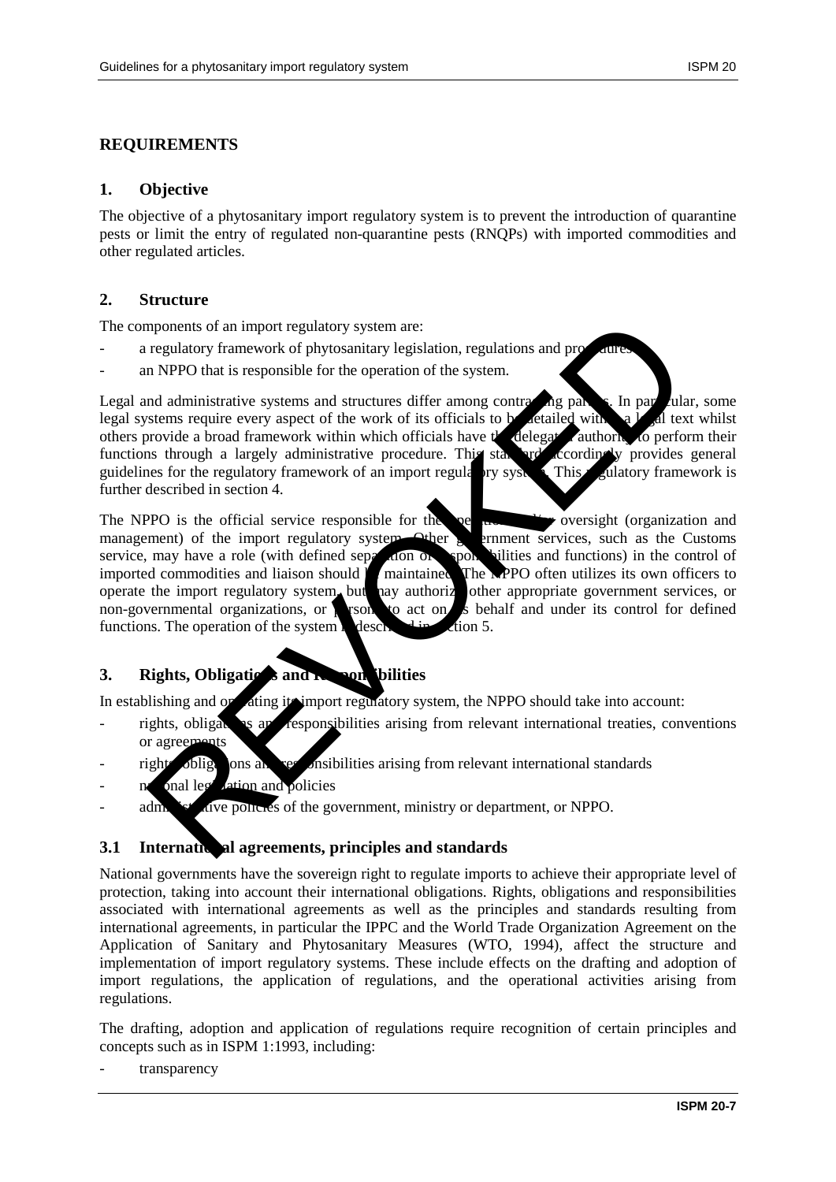# REQUIREMENTS

## 1. Objective

The objective of a phytosanitary import regulatory system is to prevent the introduction of quarantine pests or limit the entry of regulated non-quarantine pests (RNQPs) with imported commodities and other regulated articles.

## 2. Structure

The components of an import regulatory system are:

- a regulatory framework of phytosanitary legislation, regulations and procedures
- an NPPO that is responsible for the operation of the system.

Legal and administrative systems and structures differ among contracting parties. In particular, some legal systems require every aspect of the work of its officials to be detailed within a legal text whilst others provide a broad framework within which officials have the delegated authority to perform their functions through a largely administrative procedure. This standard accordingly provides general guidelines for the regulatory framework of an import regulatory system. This regulatory framework is further described in section 4.

The NPPO is the official service responsible for the operation and/or oversight (organization and management) of the import regulatory system. Other government services, such as the Customs service, may have a role (with defined separation of responsibilities and functions) in the control of imported commodities and liaison should be maintained. The NPPO often utilizes its own officers to operate the import regulatory system, but may authorize other appropriate government services, or non-governmental organizations, or persons to act on its behalf and under its control for defined functions. The operation of the system is described in section 5.

## 3. Rights, Obligations and Responsibilities

In establishing and operating its import regulatory system, the NPPO should take into account:

- rights, obligations and responsibilities arising from relevant international treaties, conventions or agreements
- rights, obligations and responsibilities arising from relevant international standards
- national legislation and policies
- administrative policies of the government, ministry or department, or NPPO.

### 3.1 International agreements, principles and standards

National governments have the sovereign right to regulate imports to achieve their appropriate level of protection, taking into account their international obligations. Rights, obligations and responsibilities associated with international agreements as well as the principles and standards resulting from international agreements, in particular the IPPC and the World Trade Organization Agreement on the Application of Sanitary and Phytosanitary Measures (WTO, 1994), affect the structure and implementation of import regulatory systems. These include effects on the drafting and adoption of import regulations, the application of regulations, and the operational activities arising from regulations.

The drafting, adoption and application of regulations require recognition of certain principles and concepts such as in ISPM 1:1993, including:

- transparency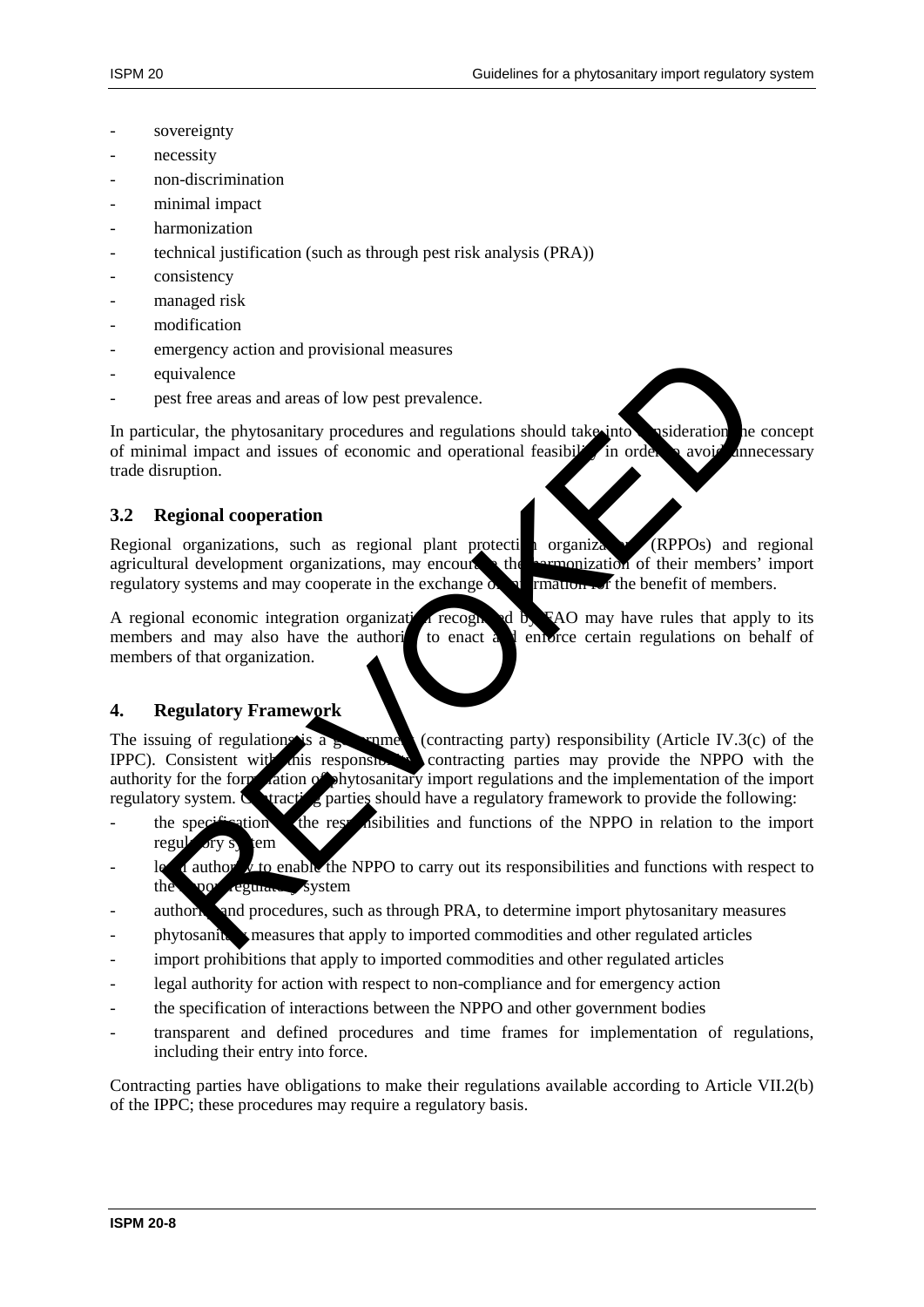- sovereignty
- necessity
- non-discrimination
- minimal impact
- harmonization
- technical justification (such as through pest risk analysis (PRA))
- consistency
- managed risk
- modification
- emergency action and provisional measures
- equivalence
- pest free areas and areas of low pest prevalence.

In particular, the phytosanitary procedures and regulations should take into consideration the concept of minimal impact and issues of economic and operational feasibility in order to avoid unnecessary trade disruption.

## 3.2 Regional cooperation

Regional organizations, such as regional plant protection organizations (RPPOs) and regional agricultural development organizations, may encourage the harmonization of their members' import regulatory systems and may cooperate in the exchange of information for the benefit of members.

A regional economic integration organization recognized by FAO may have rules that apply to its members and may also have the authority to enact and enforce certain regulations on behalf of members of that organization.

# 4. Regulatory Framework

The issuing of regulations is a government (contracting party) responsibility (Article IV.3(c) of the IPPC). Consistent with this responsibility, contracting parties may provide the NPPO with the authority for the formulation of phytosanitary import regulations and the implementation of the import regulatory system. Contracting parties should have a regulatory framework to provide the following:

- the specification of the responsibilities and functions of the NPPO in relation to the import regulatory system
- legal authority to enable the NPPO to carry out its responsibilities and functions with respect to the import regulatory system
- authority and procedures, such as through PRA, to determine import phytosanitary measures
- phytosanitary measures that apply to imported commodities and other regulated articles
- import prohibitions that apply to imported commodities and other regulated articles
- legal authority for action with respect to non-compliance and for emergency action
- the specification of interactions between the NPPO and other government bodies
- transparent and defined procedures and time frames for implementation of regulations, including their entry into force.

Contracting parties have obligations to make their regulations available according to Article VII.2(b) of the IPPC; these procedures may require a regulatory basis.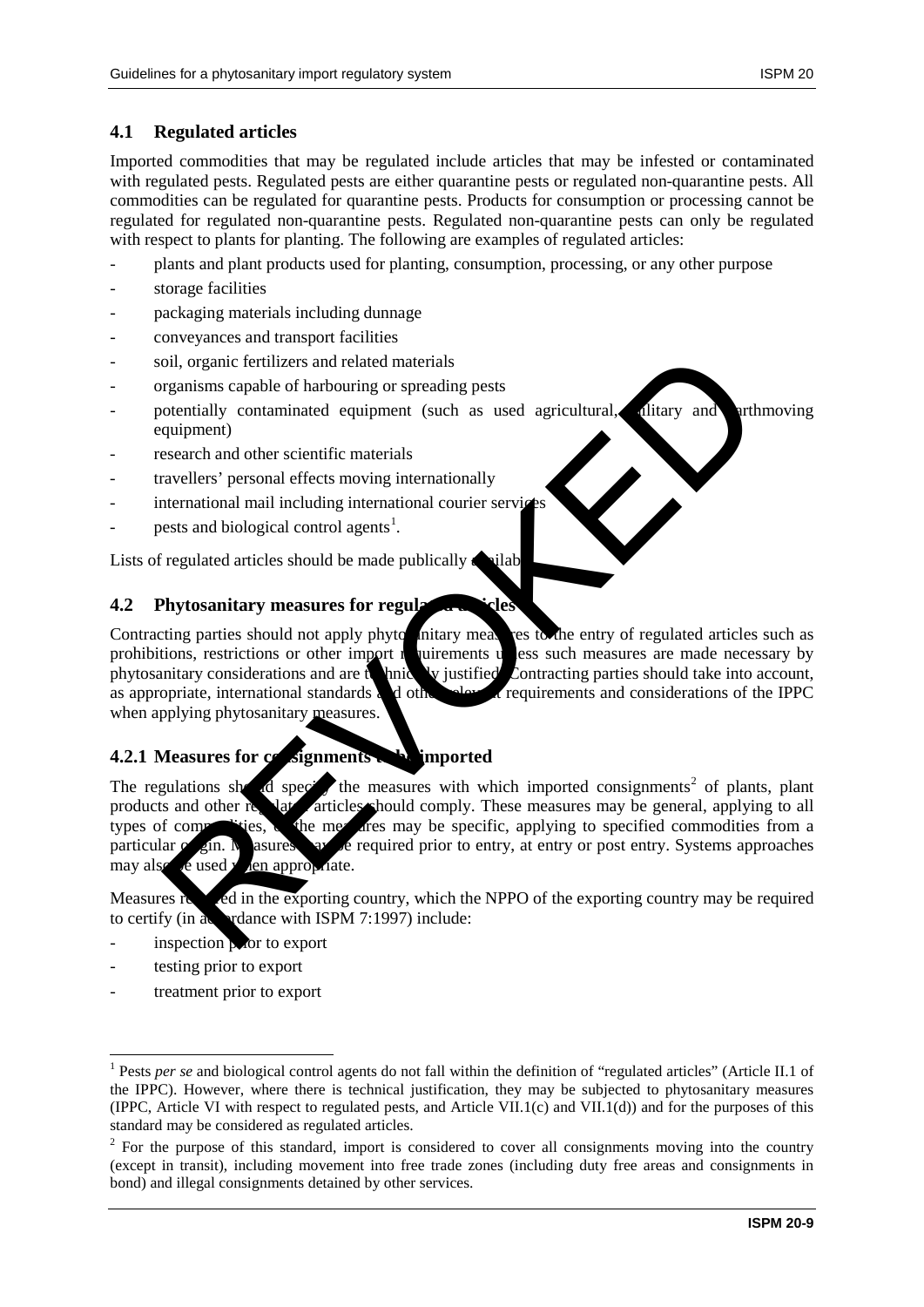### 4.1 Regulated articles

Imported commodities that may be regulated include articles that may be infested or contaminated with regulated pests. Regulated pests are either quarantine pests or regulated non-quarantine pests. All commodities can be regulated for quarantine pests. Products for consumption or processing cannot be regulated for regulated non-quarantine pests. Regulated non-quarantine pests can only be regulated with respect to plants for planting. The following are examples of regulated articles:

- plants and plant products used for planting, consumption, processing, or any other purpose
- storage facilities
- packaging materials including dunnage
- conveyances and transport facilities
- soil, organic fertilizers and related materials
- organisms capable of harbouring or spreading pests
- potentially contaminated equipment (such as used agricultural, military and earthmoving equipment)
- research and other scientific materials
- travellers' personal effects moving internationally
- international mail including international courier services
- pests and biological control agents[1].

Lists of regulated articles should be made publically available.

### 4.2 Phytosanitary measures for regulated articles

Contracting parties should not apply phytosanitary measures to the entry of regulated articles such as prohibitions, restrictions or other import requirements unless such measures are made necessary by phytosanitary considerations and are technically justified. Contracting parties should take into account, as appropriate, international standards and other relevant requirements and considerations of the IPPC when applying phytosanitary measures.

#### 4.2.1 Measures for consignments to be imported

The regulations should specify the measures with which imported consignments[2] of plants, plant products and other regulated articles should comply. These measures may be general, applying to all types of commodities, or the measures may be specific, applying to specified commodities from a particular origin. Measures may be required prior to entry, at entry or post entry. Systems approaches may also be used when appropriate.

Measures required in the exporting country, which the NPPO of the exporting country may be required to certify (in accordance with ISPM 7:1997) include:

- inspection prior to export
- testing prior to export
- treatment prior to export

[1] Pests *per se* and biological control agents do not fall within the definition of "regulated articles" (Article II.1 of the IPPC). However, where there is technical justification, they may be subjected to phytosanitary measures (IPPC, Article VI with respect to regulated pests, and Article VII.1(c) and VII.1(d)) and for the purposes of this standard may be considered as regulated articles.

[2] For the purpose of this standard, import is considered to cover all consignments moving into the country (except in transit), including movement into free trade zones (including duty free areas and consignments in bond) and illegal consignments detained by other services.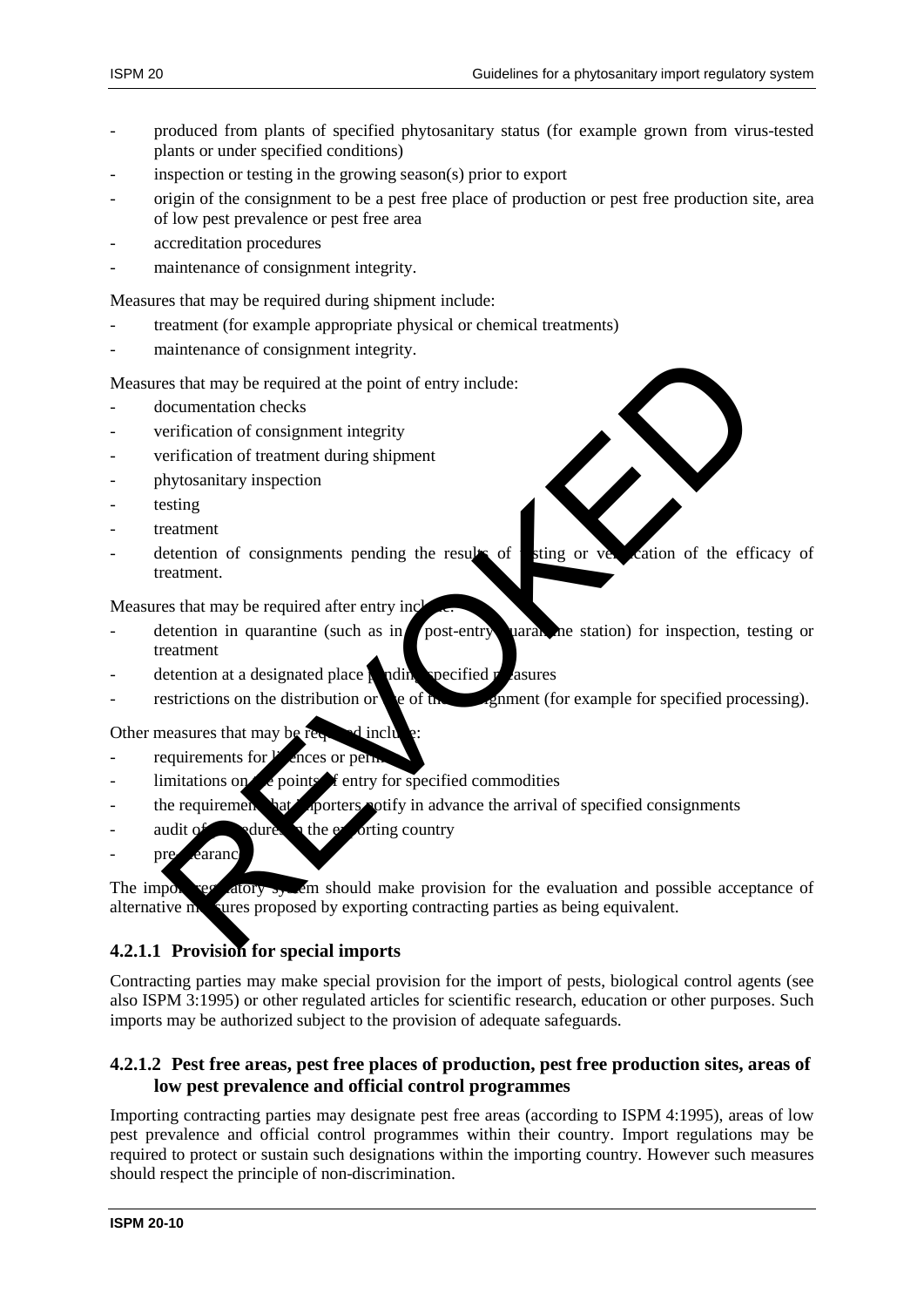- produced from plants of specified phytosanitary status (for example grown from virus-tested plants or under specified conditions)
- inspection or testing in the growing season(s) prior to export
- origin of the consignment to be a pest free place of production or pest free production site, area of low pest prevalence or pest free area
- accreditation procedures
- maintenance of consignment integrity.

Measures that may be required during shipment include:

- treatment (for example appropriate physical or chemical treatments)
- maintenance of consignment integrity.

Measures that may be required at the point of entry include:

- documentation checks
- verification of consignment integrity
- verification of treatment during shipment
- phytosanitary inspection
- testing
- treatment
- detention of consignments pending the results of testing or verification of the efficacy of treatment.

Measures that may be required after entry include:

- detention in quarantine (such as in a post-entry quarantine station) for inspection, testing or treatment
- detention at a designated place pending specified measures
- restrictions on the distribution or use of the consignment (for example for specified processing).

Other measures that may be required include:

- requirements for licences or permits
- limitations on the points of entry for specified commodities
- the requirement that importers notify in advance the arrival of specified consignments
- audit of procedures in the exporting country
- preclearance.

The import regulatory system should make provision for the evaluation and possible acceptance of alternative measures proposed by exporting contracting parties as being equivalent.

#### 4.2.1.1 Provision for special imports

Contracting parties may make special provision for the import of pests, biological control agents (see also ISPM 3:1995) or other regulated articles for scientific research, education or other purposes. Such imports may be authorized subject to the provision of adequate safeguards.

#### 4.2.1.2 Pest free areas, pest free places of production, pest free production sites, areas of low pest prevalence and official control programmes

Importing contracting parties may designate pest free areas (according to ISPM 4:1995), areas of low pest prevalence and official control programmes within their country. Import regulations may be required to protect or sustain such designations within the importing country. However such measures should respect the principle of non-discrimination.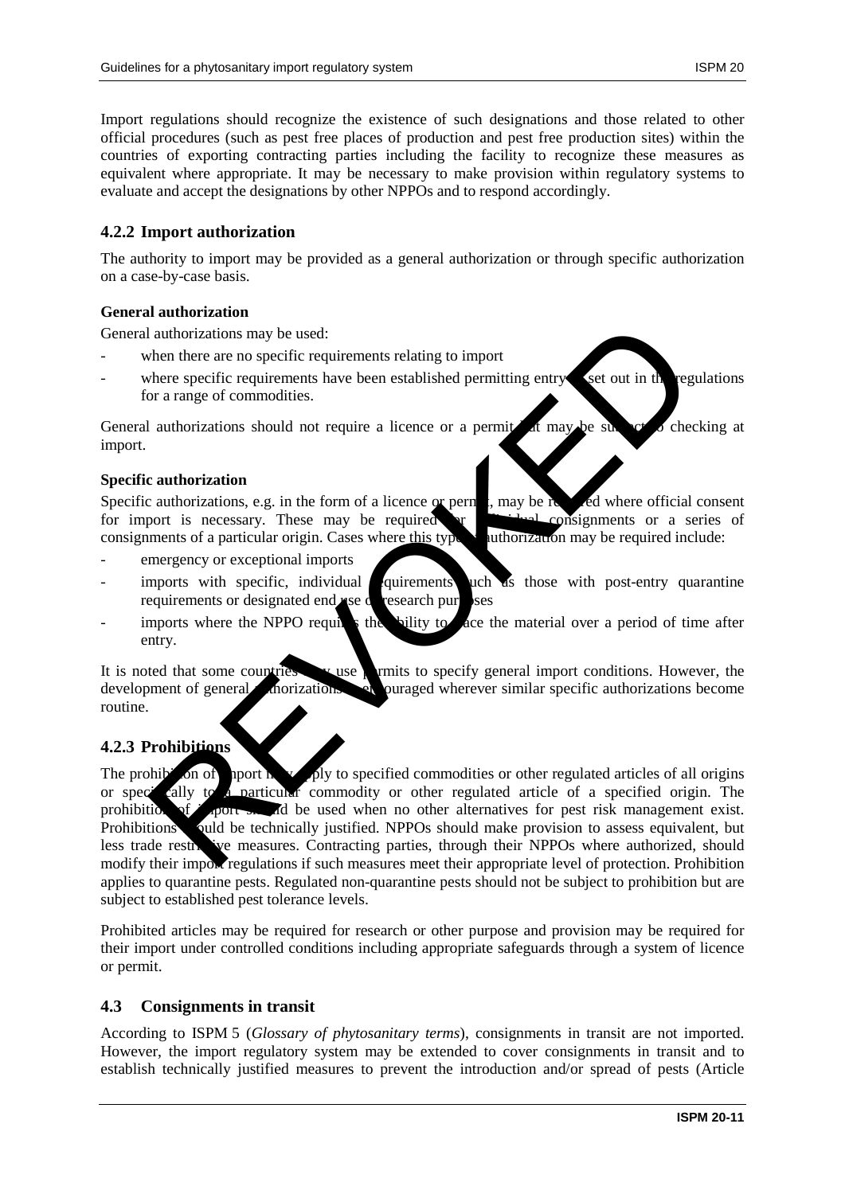Import regulations should recognize the existence of such designations and those related to other official procedures (such as pest free places of production and pest free production sites) within the countries of exporting contracting parties including the facility to recognize these measures as equivalent where appropriate. It may be necessary to make provision within regulatory systems to evaluate and accept the designations by other NPPOs and to respond accordingly.

### 4.2.2 Import authorization

The authority to import may be provided as a general authorization or through specific authorization on a case-by-case basis.

**General authorization**

General authorizations may be used:

- when there are no specific requirements relating to import
- where specific requirements have been established permitting entry as set out in the regulations for a range of commodities.

General authorizations should not require a licence or a permit but may be subject to checking at import.

**Specific authorization**

Specific authorizations, e.g. in the form of a licence or permit, may be required where official consent for import is necessary. These may be required for individual consignments or a series of consignments of a particular origin. Cases where this type of authorization may be required include:

- emergency or exceptional imports
- imports with specific, individual requirements such as those with post-entry quarantine requirements or designated end use or research purposes
- imports where the NPPO requires the ability to trace the material over a period of time after entry.

It is noted that some countries may use permits to specify general import conditions. However, the development of general authorizations is encouraged wherever similar specific authorizations become routine.

### 4.2.3 Prohibitions

The prohibition of import may apply to specified commodities or other regulated articles of all origins or specifically to a particular commodity or other regulated article of a specified origin. The prohibition of import should be used when no other alternatives for pest risk management exist. Prohibitions should be technically justified. NPPOs should make provision to assess equivalent, but less trade restrictive measures. Contracting parties, through their NPPOs where authorized, should modify their import regulations if such measures meet their appropriate level of protection. Prohibition applies to quarantine pests. Regulated non-quarantine pests should not be subject to prohibition but are subject to established pest tolerance levels.

Prohibited articles may be required for research or other purpose and provision may be required for their import under controlled conditions including appropriate safeguards through a system of licence or permit.

## 4.3 Consignments in transit

According to ISPM 5 (*Glossary of phytosanitary terms*), consignments in transit are not imported. However, the import regulatory system may be extended to cover consignments in transit and to establish technically justified measures to prevent the introduction and/or spread of pests (Article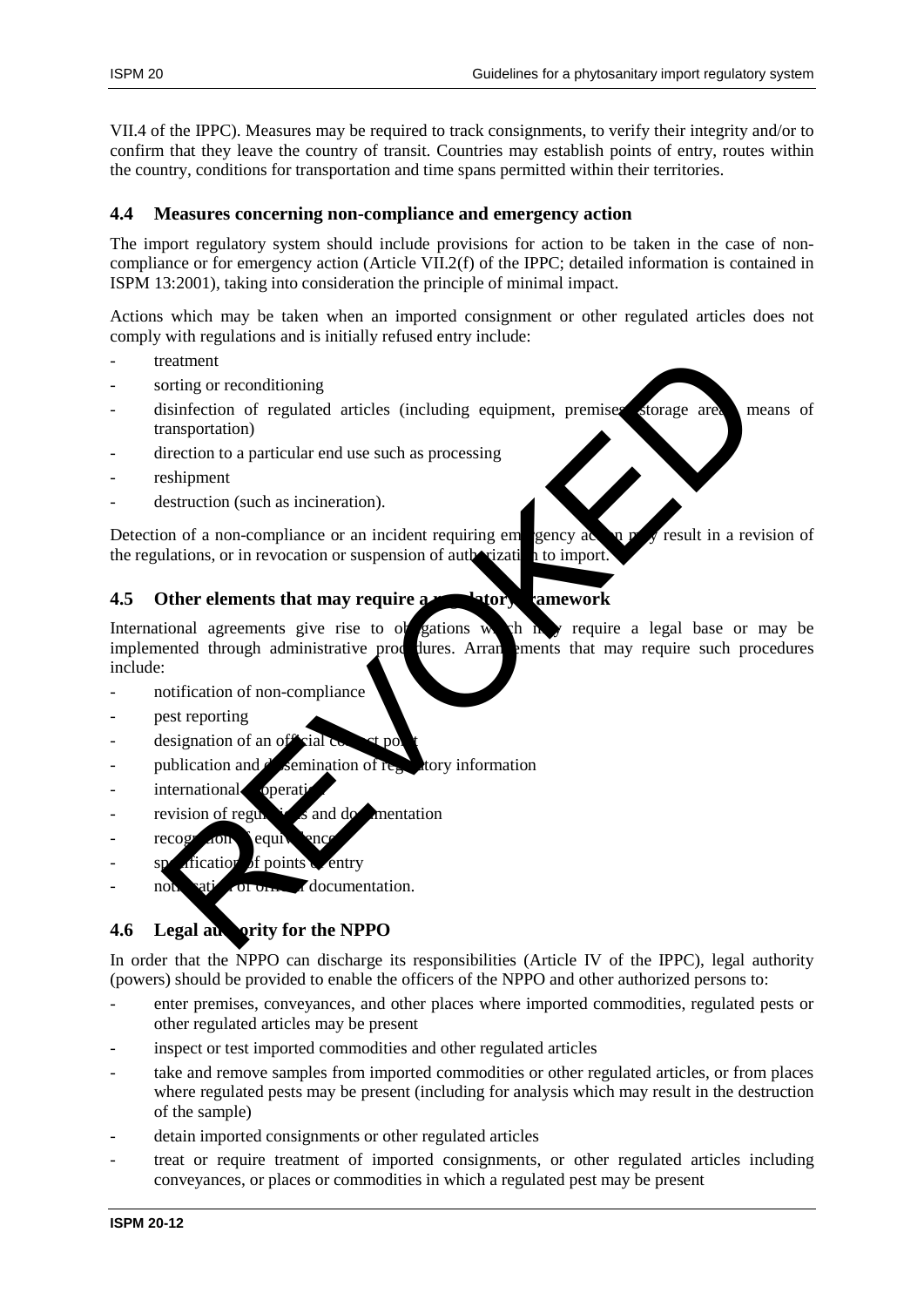VII.4 of the IPPC). Measures may be required to track consignments, to verify their integrity and/or to confirm that they leave the country of transit. Countries may establish points of entry, routes within the country, conditions for transportation and time spans permitted within their territories.

### 4.4 Measures concerning non-compliance and emergency action

The import regulatory system should include provisions for action to be taken in the case of non-compliance or for emergency action (Article VII.2(f) of the IPPC; detailed information is contained in ISPM 13:2001), taking into consideration the principle of minimal impact.

Actions which may be taken when an imported consignment or other regulated articles does not comply with regulations and is initially refused entry include:

- treatment
- sorting or reconditioning
- disinfection of regulated articles (including equipment, premises, storage areas, means of transportation)
- direction to a particular end use such as processing
- reshipment
- destruction (such as incineration).

Detection of a non-compliance or an incident requiring emergency action may result in a revision of the regulations, or in revocation or suspension of authorization to import.

### 4.5 Other elements that may require a regulatory framework

International agreements give rise to obligations which may require a legal base or may be implemented through administrative procedures. Arrangements that may require such procedures include:

- notification of non-compliance
- pest reporting
- designation of an official contact point
- publication and dissemination of regulatory information
- international cooperation
- revision of regulations and documentation
- recognition of equivalence
- specification of points of entry
- notification of official documentation.

### 4.6 Legal authority for the NPPO

In order that the NPPO can discharge its responsibilities (Article IV of the IPPC), legal authority (powers) should be provided to enable the officers of the NPPO and other authorized persons to:

- enter premises, conveyances, and other places where imported commodities, regulated pests or other regulated articles may be present
- inspect or test imported commodities and other regulated articles
- take and remove samples from imported commodities or other regulated articles, or from places where regulated pests may be present (including for analysis which may result in the destruction of the sample)
- detain imported consignments or other regulated articles
- treat or require treatment of imported consignments, or other regulated articles including conveyances, or places or commodities in which a regulated pest may be present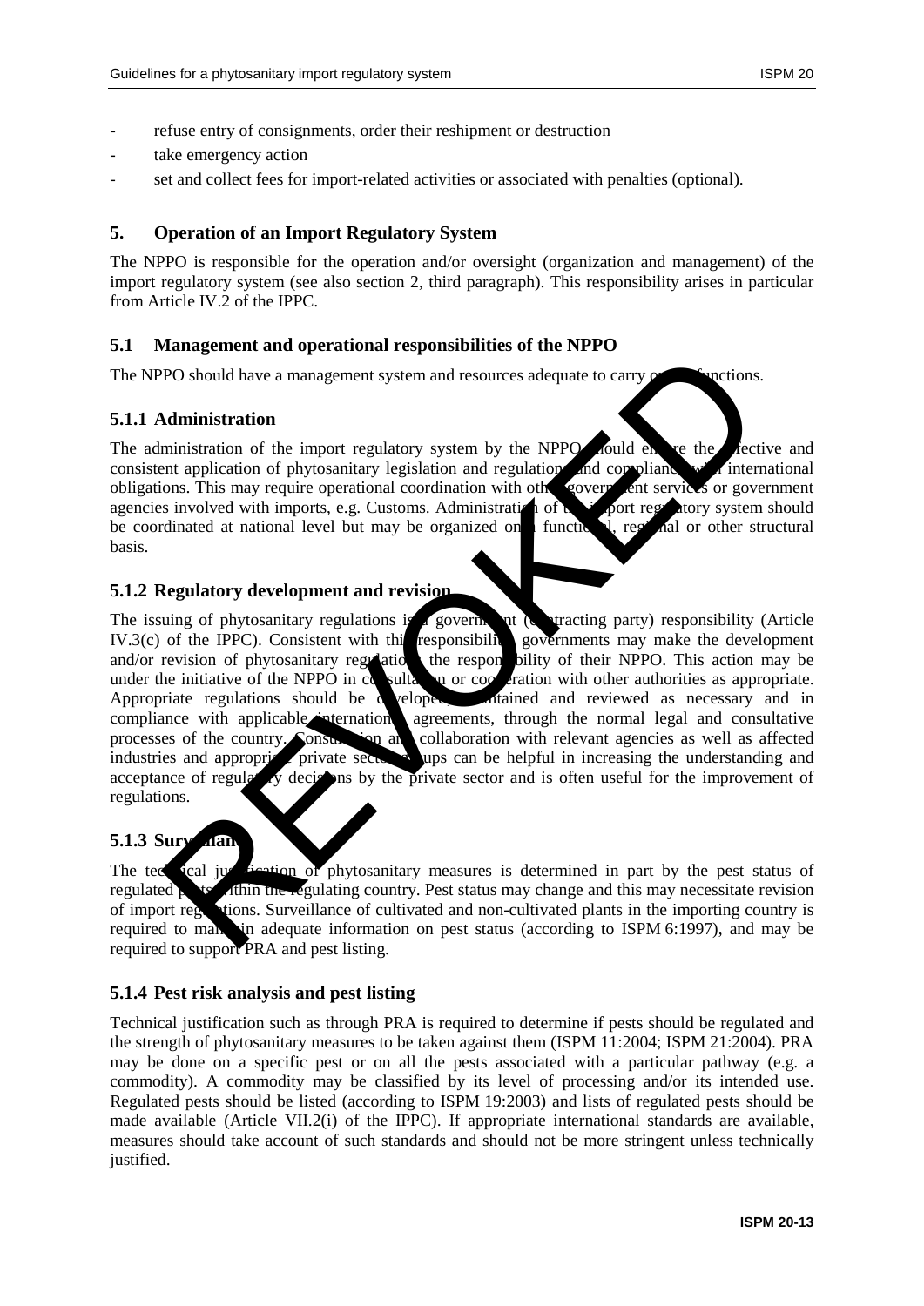- refuse entry of consignments, order their reshipment or destruction
- take emergency action
- set and collect fees for import-related activities or associated with penalties (optional).

## 5. Operation of an Import Regulatory System

The NPPO is responsible for the operation and/or oversight (organization and management) of the import regulatory system (see also section 2, third paragraph). This responsibility arises in particular from Article IV.2 of the IPPC.

### 5.1 Management and operational responsibilities of the NPPO

The NPPO should have a management system and resources adequate to carry out its functions.

#### 5.1.1 Administration

The administration of the import regulatory system by the NPPO should ensure the effective and consistent application of phytosanitary legislation and regulations and compliance with international obligations. This may require operational coordination with other government services or government agencies involved with imports, e.g. Customs. Administration of the import regulatory system should be coordinated at national level but may be organized on a functional, regional or other structural basis.

#### 5.1.2 Regulatory development and revision

The issuing of phytosanitary regulations is a government (contracting party) responsibility (Article IV.3(c) of the IPPC). Consistent with this responsibility, governments may make the development and/or revision of phytosanitary regulations the responsibility of their NPPO. This action may be under the initiative of the NPPO in consultation or cooperation with other authorities as appropriate. Appropriate regulations should be developed, maintained and reviewed as necessary and in compliance with applicable international agreements, through the normal legal and consultative processes of the country. Consultation and collaboration with relevant agencies as well as affected industries and appropriate private sector groups can be helpful in increasing the understanding and acceptance of regulatory decisions by the private sector and is often useful for the improvement of regulations.

#### 5.1.3 Surveillance

The technical justification of phytosanitary measures is determined in part by the pest status of regulated pests within the regulating country. Pest status may change and this may necessitate revision of import regulations. Surveillance of cultivated and non-cultivated plants in the importing country is required to maintain adequate information on pest status (according to ISPM 6:1997), and may be required to support PRA and pest listing.

#### 5.1.4 Pest risk analysis and pest listing

Technical justification such as through PRA is required to determine if pests should be regulated and the strength of phytosanitary measures to be taken against them (ISPM 11:2004; ISPM 21:2004). PRA may be done on a specific pest or on all the pests associated with a particular pathway (e.g. a commodity). A commodity may be classified by its level of processing and/or its intended use. Regulated pests should be listed (according to ISPM 19:2003) and lists of regulated pests should be made available (Article VII.2(i) of the IPPC). If appropriate international standards are available, measures should take account of such standards and should not be more stringent unless technically justified.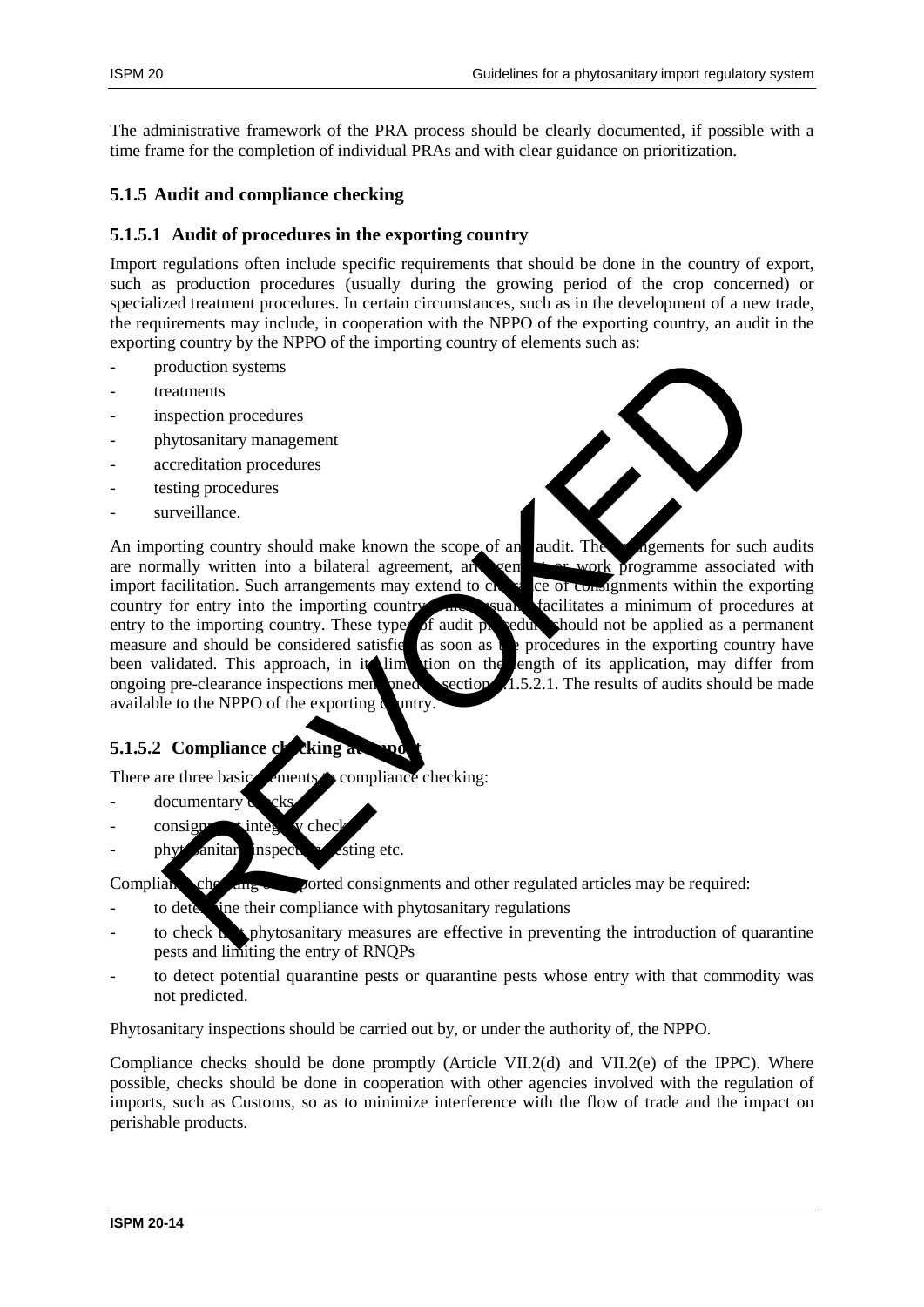The administrative framework of the PRA process should be clearly documented, if possible with a time frame for the completion of individual PRAs and with clear guidance on prioritization.

### 5.1.5 Audit and compliance checking

#### 5.1.5.1 Audit of procedures in the exporting country

Import regulations often include specific requirements that should be done in the country of export, such as production procedures (usually during the growing period of the crop concerned) or specialized treatment procedures. In certain circumstances, such as in the development of a new trade, the requirements may include, in cooperation with the NPPO of the exporting country, an audit in the exporting country by the NPPO of the importing country of elements such as:

- production systems
- treatments
- inspection procedures
- phytosanitary management
- accreditation procedures
- testing procedures
- surveillance.

An importing country should make known the scope of any audit. The arrangements for such audits are normally written into a bilateral agreement, arrangement or work programme associated with import facilitation. Such arrangements may extend to clearance of consignments within the exporting country for entry into the importing country. This usually facilitates a minimum of procedures at entry to the importing country. These types of audit procedure should not be applied as a permanent measure and should be considered satisfied as soon as the procedures in the exporting country have been validated. This approach, in its limitation on the length of its application, may differ from ongoing pre-clearance inspections mentioned in section 5.1.5.2.1. The results of audits should be made available to the NPPO of the exporting country.

#### 5.1.5.2 Compliance checking at import

There are three basic elements to compliance checking:

- documentary checks
- consignment integrity checks
- phytosanitary inspection, testing etc.

Compliance checking of imported consignments and other regulated articles may be required:

- to determine their compliance with phytosanitary regulations
- to check that phytosanitary measures are effective in preventing the introduction of quarantine pests and limiting the entry of RNQPs
- to detect potential quarantine pests or quarantine pests whose entry with that commodity was not predicted.

Phytosanitary inspections should be carried out by, or under the authority of, the NPPO.

Compliance checks should be done promptly (Article VII.2(d) and VII.2(e) of the IPPC). Where possible, checks should be done in cooperation with other agencies involved with the regulation of imports, such as Customs, so as to minimize interference with the flow of trade and the impact on perishable products.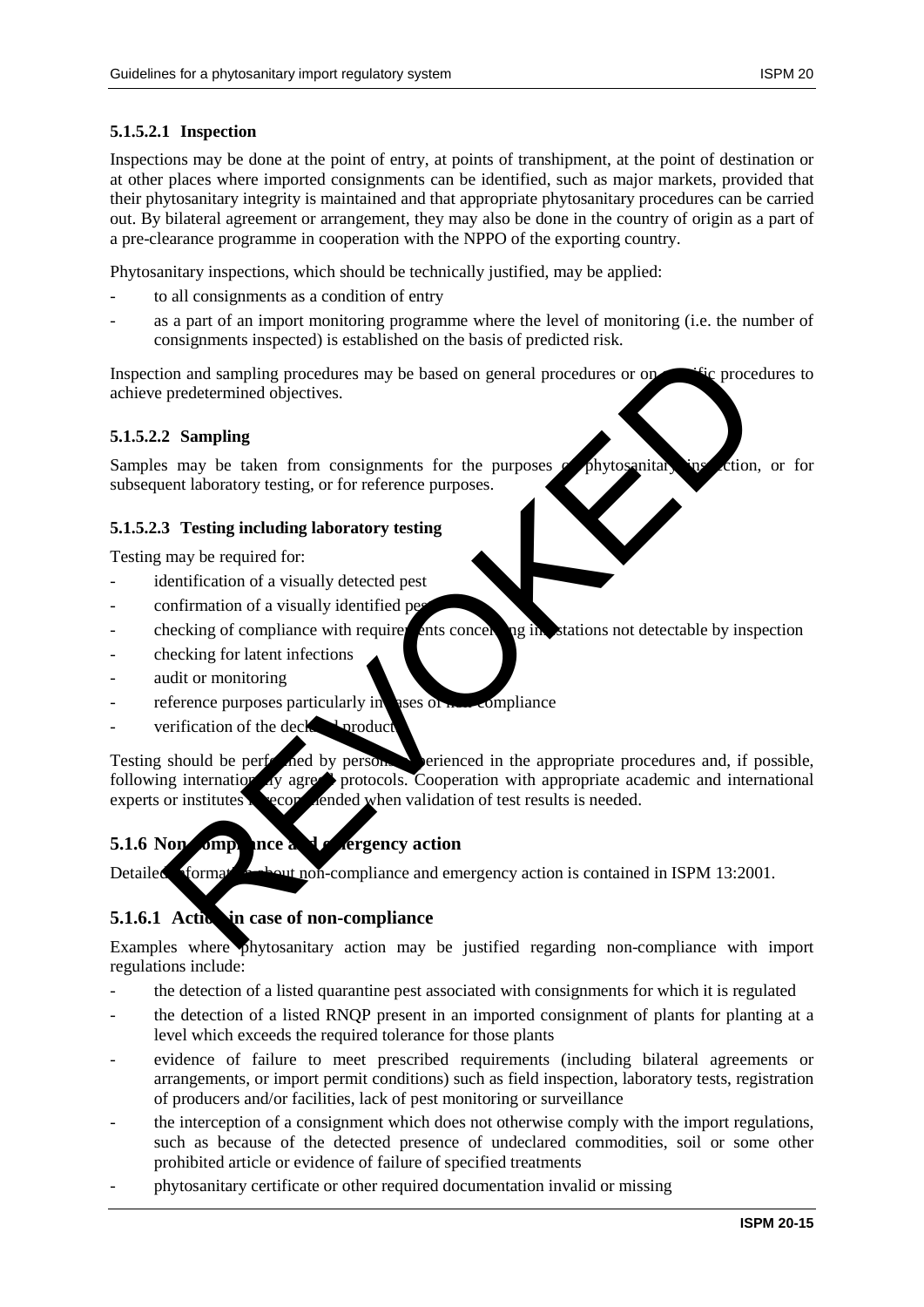#### 5.1.5.2.1 Inspection

Inspections may be done at the point of entry, at points of transhipment, at the point of destination or at other places where imported consignments can be identified, such as major markets, provided that their phytosanitary integrity is maintained and that appropriate phytosanitary procedures can be carried out. By bilateral agreement or arrangement, they may also be done in the country of origin as a part of a pre-clearance programme in cooperation with the NPPO of the exporting country.

Phytosanitary inspections, which should be technically justified, may be applied:

- to all consignments as a condition of entry
- as a part of an import monitoring programme where the level of monitoring (i.e. the number of consignments inspected) is established on the basis of predicted risk.

Inspection and sampling procedures may be based on general procedures or on specific procedures to achieve predetermined objectives.

#### 5.1.5.2.2 Sampling

Samples may be taken from consignments for the purposes of phytosanitary inspection, or for subsequent laboratory testing, or for reference purposes.

#### 5.1.5.2.3 Testing including laboratory testing

Testing may be required for:

- identification of a visually detected pest
- confirmation of a visually identified pest
- checking of compliance with requirements concerning infestations not detectable by inspection
- checking for latent infections
- audit or monitoring
- reference purposes particularly in cases of non-compliance
- verification of the declared product.

Testing should be performed by personnel experienced in the appropriate procedures and, if possible, following internationally agreed protocols. Cooperation with appropriate academic and international experts or institutes is recommended when validation of test results is needed.

## 5.1.6 Non-compliance and emergency action

Detailed information about non-compliance and emergency action is contained in ISPM 13:2001.

### 5.1.6.1 Actions in case of non-compliance

Examples where phytosanitary action may be justified regarding non-compliance with import regulations include:

- the detection of a listed quarantine pest associated with consignments for which it is regulated
- the detection of a listed RNQP present in an imported consignment of plants for planting at a level which exceeds the required tolerance for those plants
- evidence of failure to meet prescribed requirements (including bilateral agreements or arrangements, or import permit conditions) such as field inspection, laboratory tests, registration of producers and/or facilities, lack of pest monitoring or surveillance
- the interception of a consignment which does not otherwise comply with the import regulations, such as because of the detected presence of undeclared commodities, soil or some other prohibited article or evidence of failure of specified treatments
- phytosanitary certificate or other required documentation invalid or missing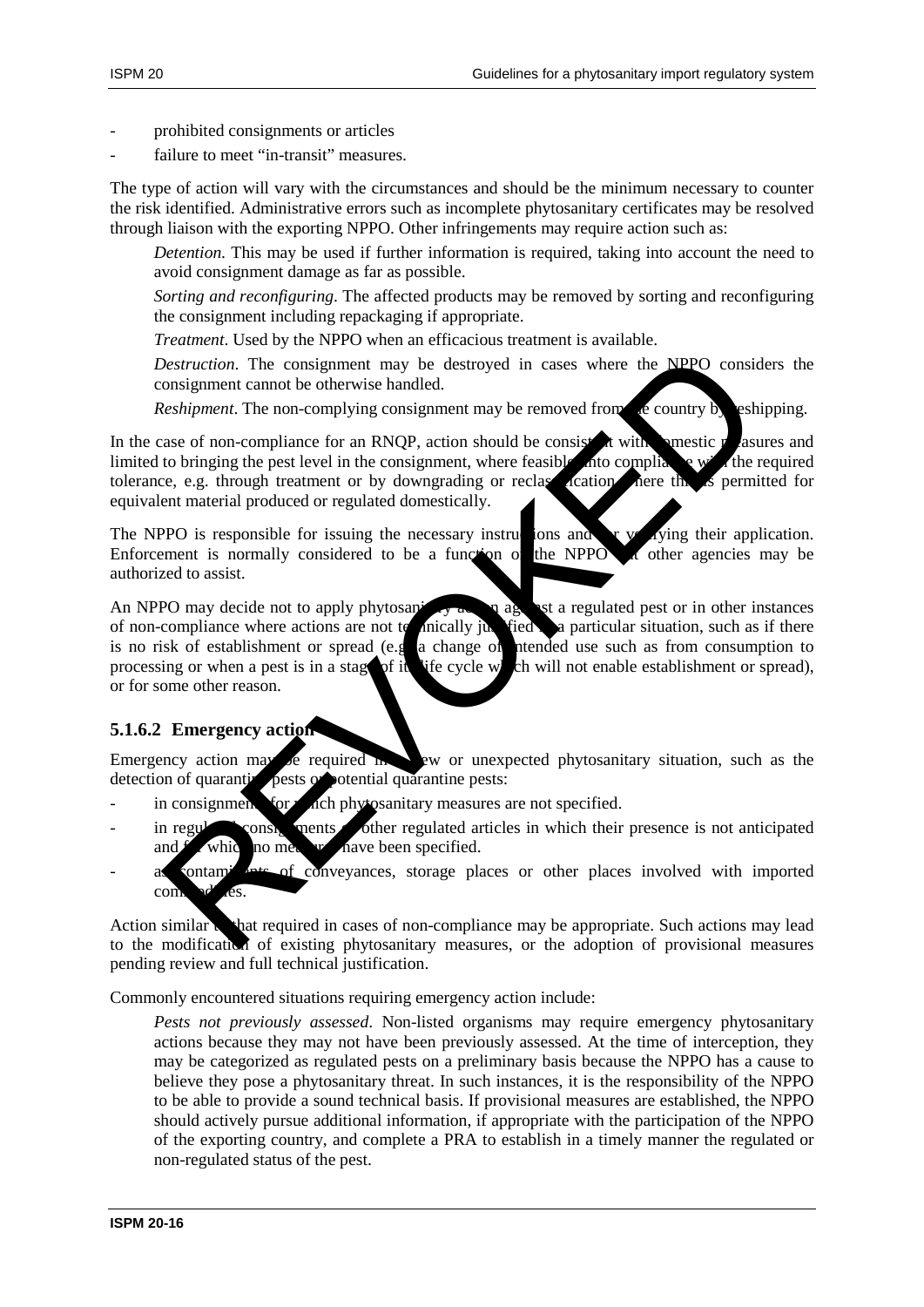- prohibited consignments or articles
- failure to meet "in-transit" measures.

The type of action will vary with the circumstances and should be the minimum necessary to counter the risk identified. Administrative errors such as incomplete phytosanitary certificates may be resolved through liaison with the exporting NPPO. Other infringements may require action such as:

*Detention*. This may be used if further information is required, taking into account the need to avoid consignment damage as far as possible.

*Sorting and reconfiguring*. The affected products may be removed by sorting and reconfiguring the consignment including repackaging if appropriate.

*Treatment*. Used by the NPPO when an efficacious treatment is available.

*Destruction*. The consignment may be destroyed in cases where the NPPO considers the consignment cannot be otherwise handled.

*Reshipment*. The non-complying consignment may be removed from the country by reshipping.

In the case of non-compliance for an RNQP, action should be consistent with domestic measures and limited to bringing the pest level in the consignment, where feasible, into compliance with the required tolerance, e.g. through treatment or by downgrading or reclassification where this is permitted for equivalent material produced or regulated domestically.

The NPPO is responsible for issuing the necessary instructions and for verifying their application. Enforcement is normally considered to be a function of the NPPO but other agencies may be authorized to assist.

An NPPO may decide not to apply phytosanitary action against a regulated pest or in other instances of non-compliance where actions are not technically justified in a particular situation, such as if there is no risk of establishment or spread (e.g. a change of intended use such as from consumption to processing or when a pest is in a stage of its life cycle which will not enable establishment or spread), or for some other reason.

### 5.1.6.2 Emergency action

Emergency action may be required in a new or unexpected phytosanitary situation, such as the detection of quarantine pests or potential quarantine pests:

- in consignments for which phytosanitary measures are not specified.
- in regulated consignments or other regulated articles in which their presence is not anticipated and for which no measures have been specified.
- as contaminants of conveyances, storage places or other places involved with imported commodities.

Action similar to that required in cases of non-compliance may be appropriate. Such actions may lead to the modification of existing phytosanitary measures, or the adoption of provisional measures pending review and full technical justification.

Commonly encountered situations requiring emergency action include:

*Pests not previously assessed*. Non-listed organisms may require emergency phytosanitary actions because they may not have been previously assessed. At the time of interception, they may be categorized as regulated pests on a preliminary basis because the NPPO has a cause to believe they pose a phytosanitary threat. In such instances, it is the responsibility of the NPPO to be able to provide a sound technical basis. If provisional measures are established, the NPPO should actively pursue additional information, if appropriate with the participation of the NPPO of the exporting country, and complete a PRA to establish in a timely manner the regulated or non-regulated status of the pest.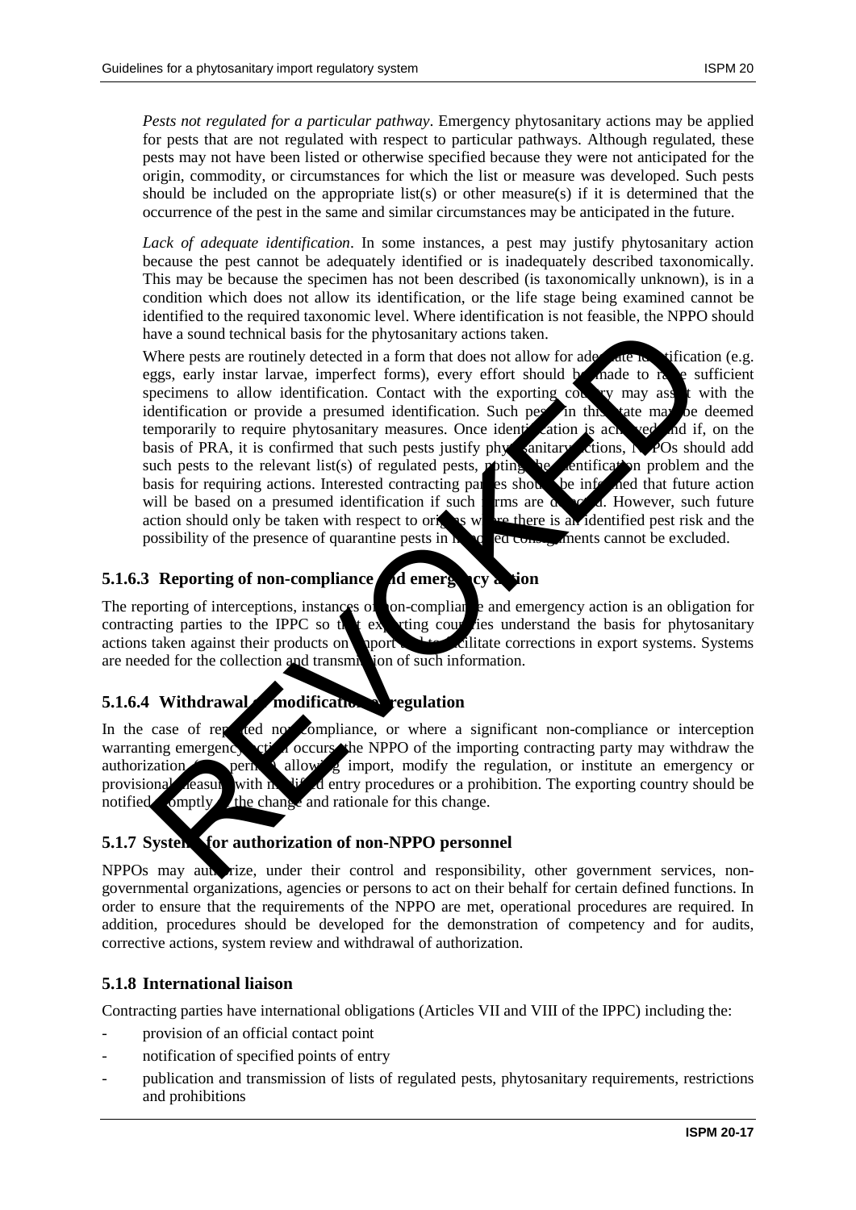*Pests not regulated for a particular pathway*. Emergency phytosanitary actions may be applied for pests that are not regulated with respect to particular pathways. Although regulated, these pests may not have been listed or otherwise specified because they were not anticipated for the origin, commodity, or circumstances for which the list or measure was developed. Such pests should be included on the appropriate list(s) or other measure(s) if it is determined that the occurrence of the pest in the same and similar circumstances may be anticipated in the future.

*Lack of adequate identification*. In some instances, a pest may justify phytosanitary action because the pest cannot be adequately identified or is inadequately described taxonomically. This may be because the specimen has not been described (is taxonomically unknown), is in a condition which does not allow its identification, or the life stage being examined cannot be identified to the required taxonomic level. Where identification is not feasible, the NPPO should have a sound technical basis for the phytosanitary actions taken.

Where pests are routinely detected in a form that does not allow for adequate identification (e.g. eggs, early instar larvae, imperfect forms), every effort should be made to rear sufficient specimens to allow identification. Contact with the exporting country may assist with the identification or provide a presumed identification. Such pests in this state may be deemed temporarily to require phytosanitary measures. Once identification is achieved and if, on the basis of PRA, it is confirmed that such pests justify phytosanitary actions, NPPOs should add such pests to the relevant list(s) of regulated pests, noting the identification problem and the basis for requiring actions. Interested contracting parties should be informed that future action will be based on a presumed identification if such forms are detected. However, such future action should only be taken with respect to origins where there is an identified pest risk and the possibility of the presence of quarantine pests in imported consignments cannot be excluded.

### 5.1.6.3 Reporting of non-compliance and emergency action

The reporting of interceptions, instances of non-compliance and emergency action is an obligation for contracting parties to the IPPC so that exporting countries understand the basis for phytosanitary actions taken against their products on import and to facilitate corrections in export systems. Systems are needed for the collection and transmission of such information.

### 5.1.6.4 Withdrawal or modification of regulation

In the case of repeated non-compliance, or where a significant non-compliance or interception warranting emergency action occurs, the NPPO of the importing contracting party may withdraw the authorization (e.g. permit) allowing import, modify the regulation, or institute an emergency or provisional measure with modified entry procedures or a prohibition. The exporting country should be notified promptly of the change and rationale for this change.

## 5.1.7 Systems for authorization of non-NPPO personnel

NPPOs may authorize, under their control and responsibility, other government services, non-governmental organizations, agencies or persons to act on their behalf for certain defined functions. In order to ensure that the requirements of the NPPO are met, operational procedures are required. In addition, procedures should be developed for the demonstration of competency and for audits, corrective actions, system review and withdrawal of authorization.

## 5.1.8 International liaison

Contracting parties have international obligations (Articles VII and VIII of the IPPC) including the:

- provision of an official contact point
- notification of specified points of entry
- publication and transmission of lists of regulated pests, phytosanitary requirements, restrictions and prohibitions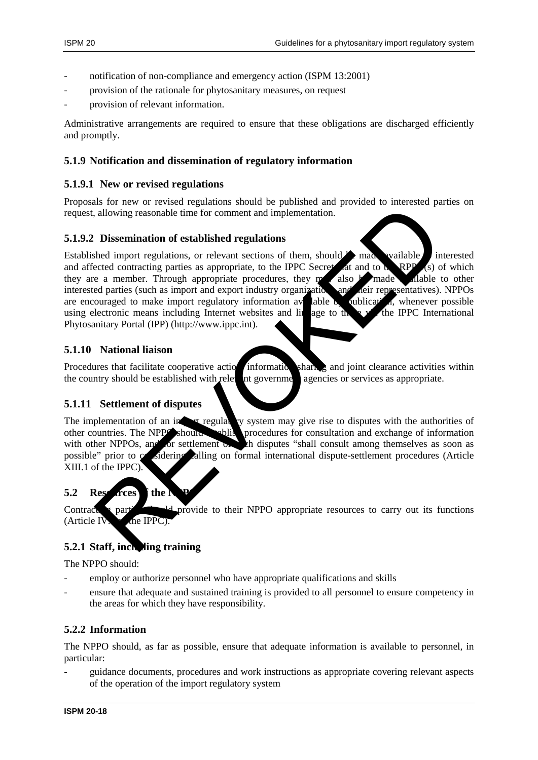- notification of non-compliance and emergency action (ISPM 13:2001)
- provision of the rationale for phytosanitary measures, on request
- provision of relevant information.

Administrative arrangements are required to ensure that these obligations are discharged efficiently and promptly.

### 5.1.9 Notification and dissemination of regulatory information

#### 5.1.9.1 New or revised regulations

Proposals for new or revised regulations should be published and provided to interested parties on request, allowing reasonable time for comment and implementation.

#### 5.1.9.2 Dissemination of established regulations

Established import regulations, or relevant sections of them, should be made available to interested and affected contracting parties as appropriate, to the IPPC Secretariat and to the RPPO(s) of which they are a member. Through appropriate procedures, they may also be made available to other interested parties (such as import and export industry organizations and their representatives). NPPOs are encouraged to make import regulatory information available by publication, whenever possible using electronic means including Internet websites and linkage to these via the IPPC International Phytosanitary Portal (IPP) (http://www.ippc.int).

### 5.1.10 National liaison

Procedures that facilitate cooperative action, information sharing and joint clearance activities within the country should be established with relevant government agencies or services as appropriate.

### 5.1.11 Settlement of disputes

The implementation of an import regulatory system may give rise to disputes with the authorities of other countries. The NPPO should establish procedures for consultation and exchange of information with other NPPOs, and for settlement of such disputes "shall consult among themselves as soon as possible" prior to considering calling on formal international dispute-settlement procedures (Article XIII.1 of the IPPC).

## 5.2 Resources of the NPPO

Contracting parties should provide to their NPPO appropriate resources to carry out its functions (Article IV.1 of the IPPC).

### 5.2.1 Staff, including training

The NPPO should:

- employ or authorize personnel who have appropriate qualifications and skills
- ensure that adequate and sustained training is provided to all personnel to ensure competency in the areas for which they have responsibility.

### 5.2.2 Information

The NPPO should, as far as possible, ensure that adequate information is available to personnel, in particular:

- guidance documents, procedures and work instructions as appropriate covering relevant aspects of the operation of the import regulatory system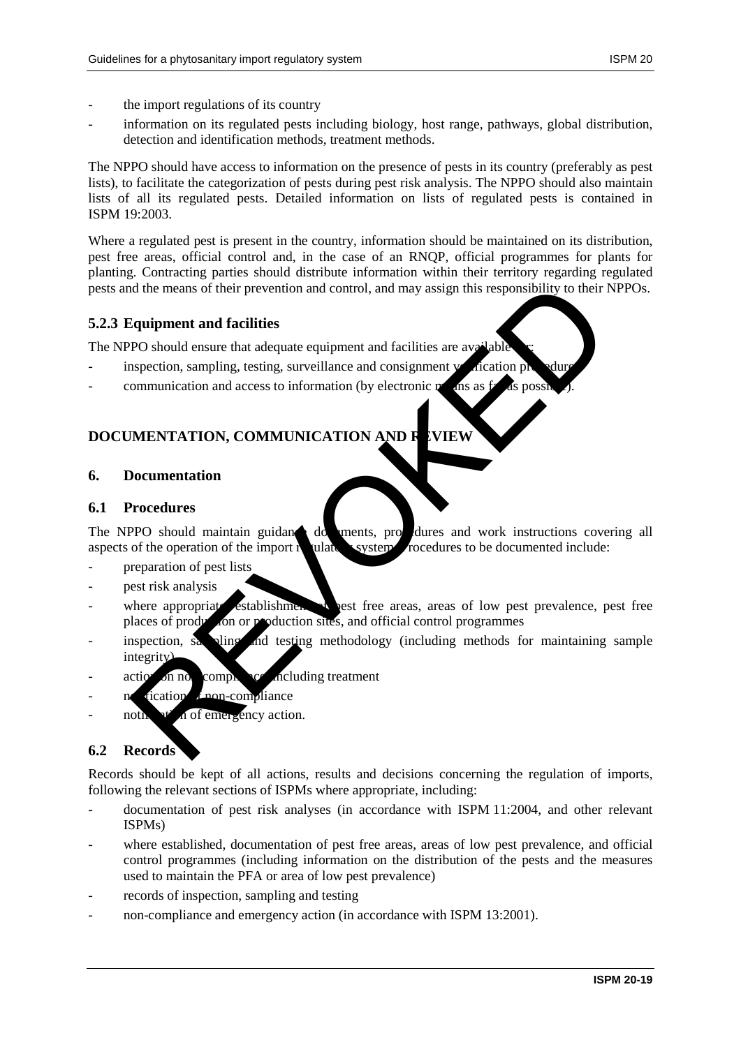- the import regulations of its country
- information on its regulated pests including biology, host range, pathways, global distribution, detection and identification methods, treatment methods.

The NPPO should have access to information on the presence of pests in its country (preferably as pest lists), to facilitate the categorization of pests during pest risk analysis. The NPPO should also maintain lists of all its regulated pests. Detailed information on lists of regulated pests is contained in ISPM 19:2003.

Where a regulated pest is present in the country, information should be maintained on its distribution, pest free areas, official control and, in the case of an RNQP, official programmes for plants for planting. Contracting parties should distribute information within their territory regarding regulated pests and the means of their prevention and control, and may assign this responsibility to their NPPOs.

### 5.2.3 Equipment and facilities

The NPPO should ensure that adequate equipment and facilities are available for:

- inspection, sampling, testing, surveillance and consignment verification procedures
- communication and access to information (by electronic means as far as possible).

## DOCUMENTATION, COMMUNICATION AND REVIEW

### 6. Documentation

### 6.1 Procedures

The NPPO should maintain guidance documents, procedures and work instructions covering all aspects of the operation of the import regulatory system. Procedures to be documented include:

- preparation of pest lists
- pest risk analysis
- where appropriate, establishment of pest free areas, areas of low pest prevalence, pest free places of production or production sites, and official control programmes
- inspection, sampling and testing methodology (including methods for maintaining sample integrity)
- action on non-compliance including treatment
- notification of non-compliance
- notification of emergency action.

### 6.2 Records

Records should be kept of all actions, results and decisions concerning the regulation of imports, following the relevant sections of ISPMs where appropriate, including:

- documentation of pest risk analyses (in accordance with ISPM 11:2004, and other relevant ISPMs)
- where established, documentation of pest free areas, areas of low pest prevalence, and official control programmes (including information on the distribution of the pests and the measures used to maintain the PFA or area of low pest prevalence)
- records of inspection, sampling and testing
- non-compliance and emergency action (in accordance with ISPM 13:2001).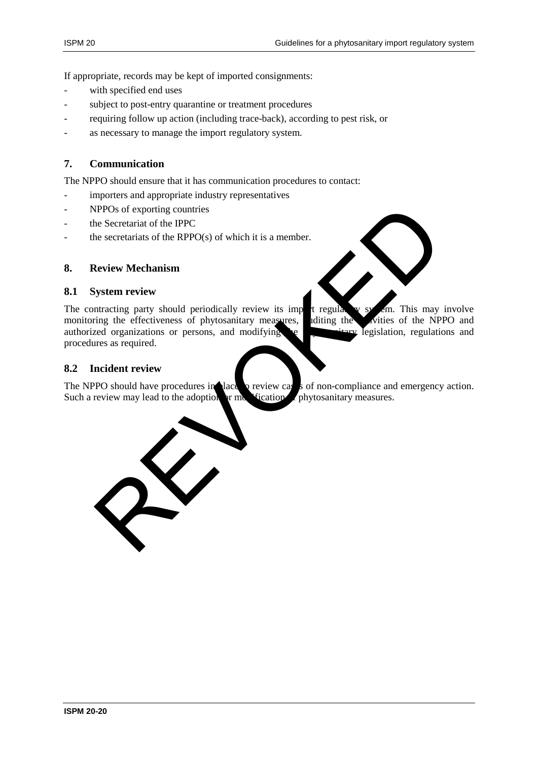If appropriate, records may be kept of imported consignments:

- with specified end uses
- subject to post-entry quarantine or treatment procedures
- requiring follow up action (including trace-back), according to pest risk, or
- as necessary to manage the import regulatory system.

## 7. Communication

The NPPO should ensure that it has communication procedures to contact:

- importers and appropriate industry representatives
- NPPOs of exporting countries
- the Secretariat of the IPPC
- the secretariats of the RPPO(s) of which it is a member.

## 8. Review Mechanism

### 8.1 System review

The contracting party should periodically review its import regulatory system. This may involve monitoring the effectiveness of phytosanitary measures, auditing the activities of the NPPO and authorized organizations or persons, and modifying the phytosanitary legislation, regulations and procedures as required.

### 8.2 Incident review

The NPPO should have procedures in place to review cases of non-compliance and emergency action. Such a review may lead to the adoption or modification of phytosanitary measures.